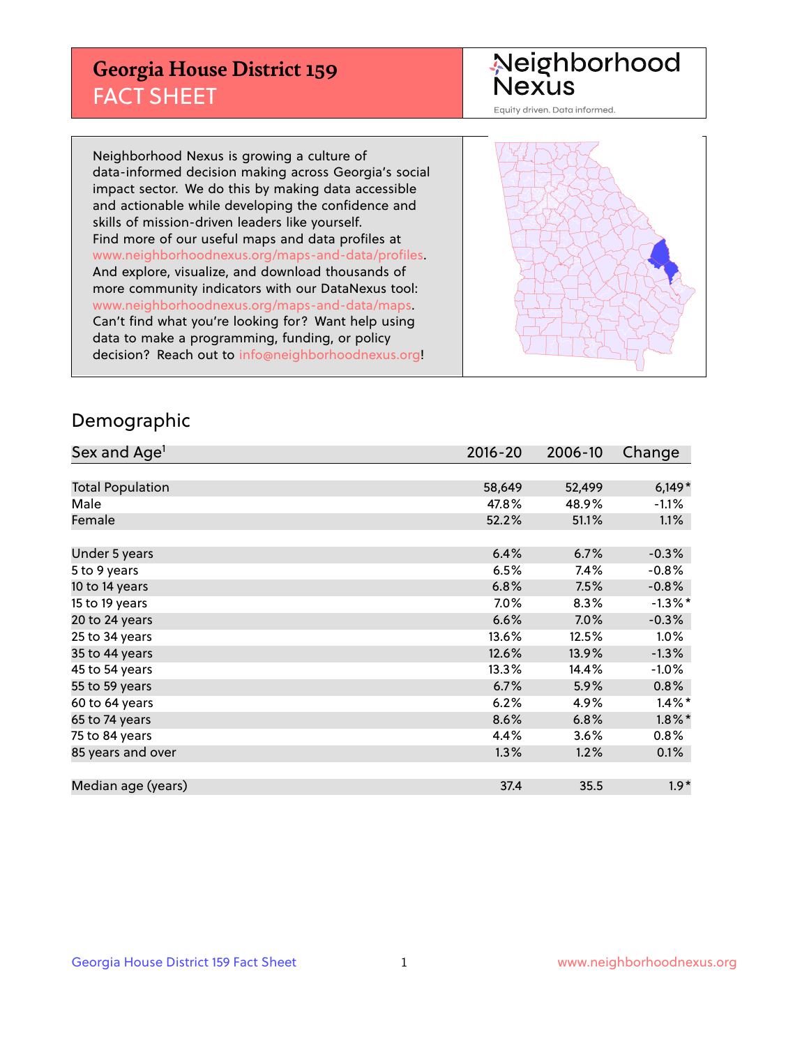# Georgia House District 159
## FACT SHEET

Neighborhood Nexus

Equity driven. Data informed.

Neighborhood Nexus is growing a culture of data-informed decision making across Georgia's social impact sector. We do this by making data accessible and actionable while developing the confidence and skills of mission-driven leaders like yourself. Find more of our useful maps and data profiles at www.neighborhoodnexus.org/maps-and-data/profiles. And explore, visualize, and download thousands of more community indicators with our DataNexus tool: www.neighborhoodnexus.org/maps-and-data/maps. Can't find what you're looking for? Want help using data to make a programming, funding, or policy decision? Reach out to info@neighborhoodnexus.org!

## Demographic

| Sex and Age[1] | 2016-20 | 2006-10 | Change |
|---|---|---|---|
| Total Population | 58,649 | 52,499 | 6,149* |
| Male | 47.8% | 48.9% | -1.1% |
| Female | 52.2% | 51.1% | 1.1% |
| | | | |
| Under 5 years | 6.4% | 6.7% | -0.3% |
| 5 to 9 years | 6.5% | 7.4% | -0.8% |
| 10 to 14 years | 6.8% | 7.5% | -0.8% |
| 15 to 19 years | 7.0% | 8.3% | -1.3%* |
| 20 to 24 years | 6.6% | 7.0% | -0.3% |
| 25 to 34 years | 13.6% | 12.5% | 1.0% |
| 35 to 44 years | 12.6% | 13.9% | -1.3% |
| 45 to 54 years | 13.3% | 14.4% | -1.0% |
| 55 to 59 years | 6.7% | 5.9% | 0.8% |
| 60 to 64 years | 6.2% | 4.9% | 1.4%* |
| 65 to 74 years | 8.6% | 6.8% | 1.8%* |
| 75 to 84 years | 4.4% | 3.6% | 0.8% |
| 85 years and over | 1.3% | 1.2% | 0.1% |
| | | | |
| Median age (years) | 37.4 | 35.5 | 1.9* |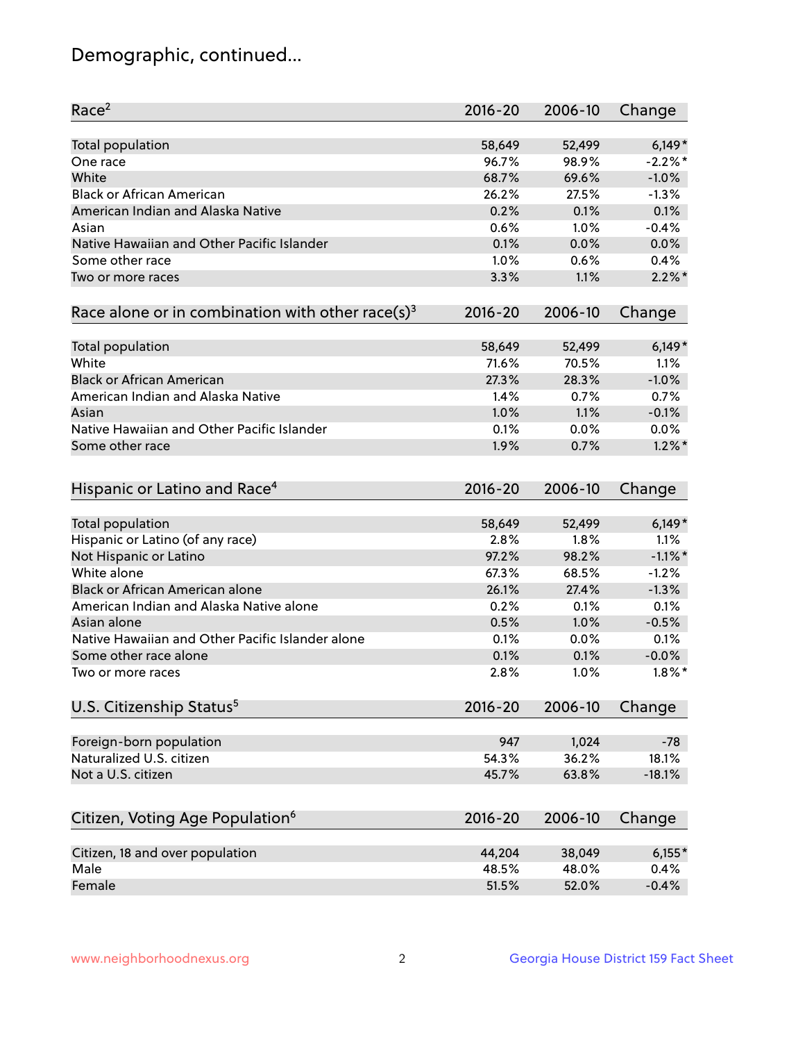## Demographic, continued...

| Race[2] | 2016-20 | 2006-10 | Change |
|---|---|---|---|
| Total population | 58,649 | 52,499 | 6,149* |
| One race | 96.7% | 98.9% | -2.2%* |
| White | 68.7% | 69.6% | -1.0% |
| Black or African American | 26.2% | 27.5% | -1.3% |
| American Indian and Alaska Native | 0.2% | 0.1% | 0.1% |
| Asian | 0.6% | 1.0% | -0.4% |
| Native Hawaiian and Other Pacific Islander | 0.1% | 0.0% | 0.0% |
| Some other race | 1.0% | 0.6% | 0.4% |
| Two or more races | 3.3% | 1.1% | 2.2%* |

| Race alone or in combination with other race(s)[3] | 2016-20 | 2006-10 | Change |
|---|---|---|---|
| Total population | 58,649 | 52,499 | 6,149* |
| White | 71.6% | 70.5% | 1.1% |
| Black or African American | 27.3% | 28.3% | -1.0% |
| American Indian and Alaska Native | 1.4% | 0.7% | 0.7% |
| Asian | 1.0% | 1.1% | -0.1% |
| Native Hawaiian and Other Pacific Islander | 0.1% | 0.0% | 0.0% |
| Some other race | 1.9% | 0.7% | 1.2%* |

| Hispanic or Latino and Race[4] | 2016-20 | 2006-10 | Change |
|---|---|---|---|
| Total population | 58,649 | 52,499 | 6,149* |
| Hispanic or Latino (of any race) | 2.8% | 1.8% | 1.1% |
| Not Hispanic or Latino | 97.2% | 98.2% | -1.1%* |
| White alone | 67.3% | 68.5% | -1.2% |
| Black or African American alone | 26.1% | 27.4% | -1.3% |
| American Indian and Alaska Native alone | 0.2% | 0.1% | 0.1% |
| Asian alone | 0.5% | 1.0% | -0.5% |
| Native Hawaiian and Other Pacific Islander alone | 0.1% | 0.0% | 0.1% |
| Some other race alone | 0.1% | 0.1% | -0.0% |
| Two or more races | 2.8% | 1.0% | 1.8%* |

| U.S. Citizenship Status[5] | 2016-20 | 2006-10 | Change |
|---|---|---|---|
| Foreign-born population | 947 | 1,024 | -78 |
| Naturalized U.S. citizen | 54.3% | 36.2% | 18.1% |
| Not a U.S. citizen | 45.7% | 63.8% | -18.1% |

| Citizen, Voting Age Population[6] | 2016-20 | 2006-10 | Change |
|---|---|---|---|
| Citizen, 18 and over population | 44,204 | 38,049 | 6,155* |
| Male | 48.5% | 48.0% | 0.4% |
| Female | 51.5% | 52.0% | -0.4% |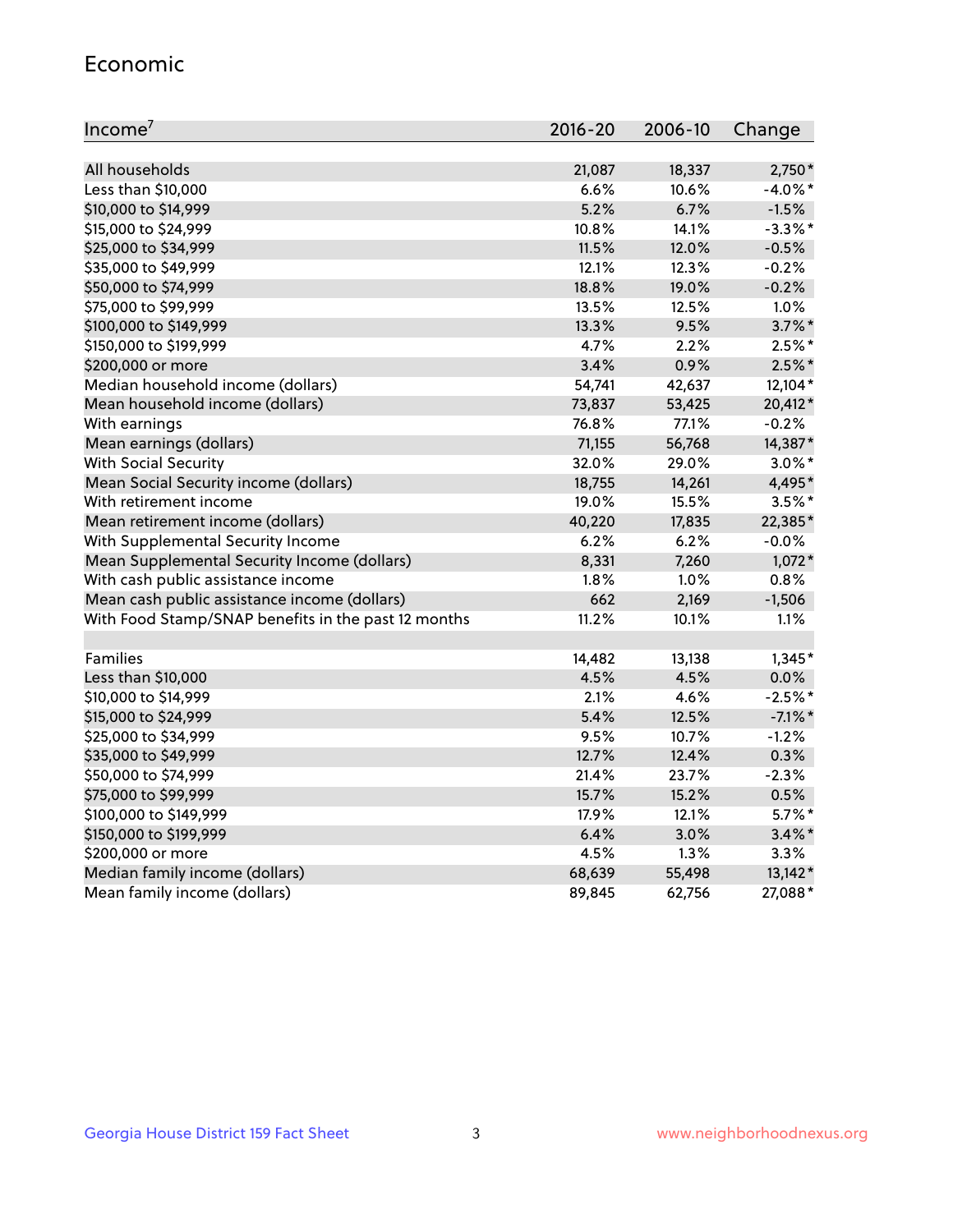## Economic

| Income[7] | 2016-20 | 2006-10 | Change |
|---|---|---|---|
| All households | 21,087 | 18,337 | 2,750* |
| Less than $10,000 | 6.6% | 10.6% | -4.0%* |
| $10,000 to $14,999 | 5.2% | 6.7% | -1.5% |
| $15,000 to $24,999 | 10.8% | 14.1% | -3.3%* |
| $25,000 to $34,999 | 11.5% | 12.0% | -0.5% |
| $35,000 to $49,999 | 12.1% | 12.3% | -0.2% |
| $50,000 to $74,999 | 18.8% | 19.0% | -0.2% |
| $75,000 to $99,999 | 13.5% | 12.5% | 1.0% |
| $100,000 to $149,999 | 13.3% | 9.5% | 3.7%* |
| $150,000 to $199,999 | 4.7% | 2.2% | 2.5%* |
| $200,000 or more | 3.4% | 0.9% | 2.5%* |
| Median household income (dollars) | 54,741 | 42,637 | 12,104* |
| Mean household income (dollars) | 73,837 | 53,425 | 20,412* |
| With earnings | 76.8% | 77.1% | -0.2% |
| Mean earnings (dollars) | 71,155 | 56,768 | 14,387* |
| With Social Security | 32.0% | 29.0% | 3.0%* |
| Mean Social Security income (dollars) | 18,755 | 14,261 | 4,495* |
| With retirement income | 19.0% | 15.5% | 3.5%* |
| Mean retirement income (dollars) | 40,220 | 17,835 | 22,385* |
| With Supplemental Security Income | 6.2% | 6.2% | -0.0% |
| Mean Supplemental Security Income (dollars) | 8,331 | 7,260 | 1,072* |
| With cash public assistance income | 1.8% | 1.0% | 0.8% |
| Mean cash public assistance income (dollars) | 662 | 2,169 | -1,506 |
| With Food Stamp/SNAP benefits in the past 12 months | 11.2% | 10.1% | 1.1% |
| | | | |
| Families | 14,482 | 13,138 | 1,345* |
| Less than $10,000 | 4.5% | 4.5% | 0.0% |
| $10,000 to $14,999 | 2.1% | 4.6% | -2.5%* |
| $15,000 to $24,999 | 5.4% | 12.5% | -7.1%* |
| $25,000 to $34,999 | 9.5% | 10.7% | -1.2% |
| $35,000 to $49,999 | 12.7% | 12.4% | 0.3% |
| $50,000 to $74,999 | 21.4% | 23.7% | -2.3% |
| $75,000 to $99,999 | 15.7% | 15.2% | 0.5% |
| $100,000 to $149,999 | 17.9% | 12.1% | 5.7%* |
| $150,000 to $199,999 | 6.4% | 3.0% | 3.4%* |
| $200,000 or more | 4.5% | 1.3% | 3.3% |
| Median family income (dollars) | 68,639 | 55,498 | 13,142* |
| Mean family income (dollars) | 89,845 | 62,756 | 27,088* |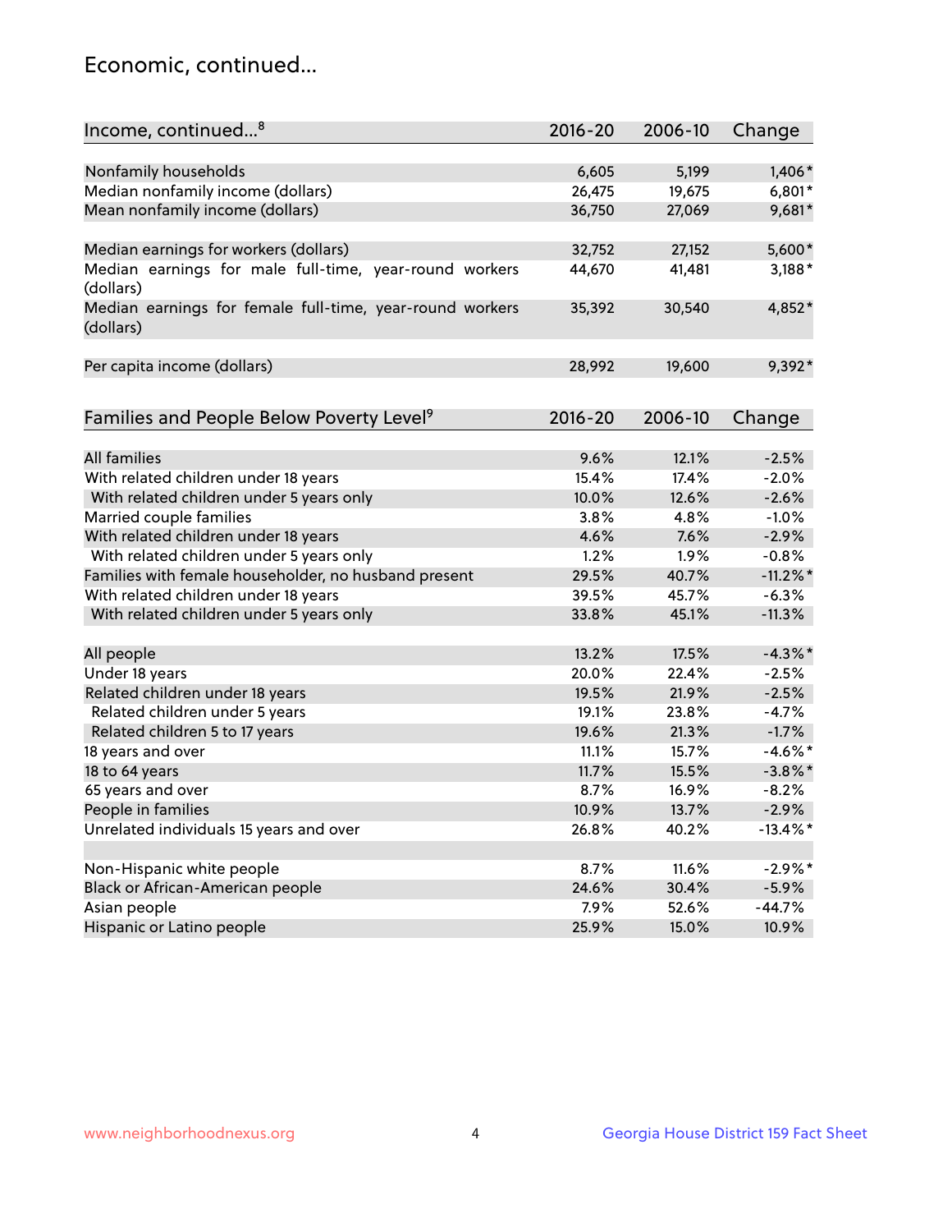## Economic, continued...

| Income, continued...[8] | 2016-20 | 2006-10 | Change |
|---|---|---|---|
| Nonfamily households | 6,605 | 5,199 | 1,406* |
| Median nonfamily income (dollars) | 26,475 | 19,675 | 6,801* |
| Mean nonfamily income (dollars) | 36,750 | 27,069 | 9,681* |
| Median earnings for workers (dollars) | 32,752 | 27,152 | 5,600* |
| Median earnings for male full-time, year-round workers (dollars) | 44,670 | 41,481 | 3,188* |
| Median earnings for female full-time, year-round workers (dollars) | 35,392 | 30,540 | 4,852* |
| Per capita income (dollars) | 28,992 | 19,600 | 9,392* |

| Families and People Below Poverty Level[9] | 2016-20 | 2006-10 | Change |
|---|---|---|---|
| All families | 9.6% | 12.1% | -2.5% |
| With related children under 18 years | 15.4% | 17.4% | -2.0% |
| With related children under 5 years only | 10.0% | 12.6% | -2.6% |
| Married couple families | 3.8% | 4.8% | -1.0% |
| With related children under 18 years | 4.6% | 7.6% | -2.9% |
| With related children under 5 years only | 1.2% | 1.9% | -0.8% |
| Families with female householder, no husband present | 29.5% | 40.7% | -11.2%* |
| With related children under 18 years | 39.5% | 45.7% | -6.3% |
| With related children under 5 years only | 33.8% | 45.1% | -11.3% |
| All people | 13.2% | 17.5% | -4.3%* |
| Under 18 years | 20.0% | 22.4% | -2.5% |
| Related children under 18 years | 19.5% | 21.9% | -2.5% |
| Related children under 5 years | 19.1% | 23.8% | -4.7% |
| Related children 5 to 17 years | 19.6% | 21.3% | -1.7% |
| 18 years and over | 11.1% | 15.7% | -4.6%* |
| 18 to 64 years | 11.7% | 15.5% | -3.8%* |
| 65 years and over | 8.7% | 16.9% | -8.2% |
| People in families | 10.9% | 13.7% | -2.9% |
| Unrelated individuals 15 years and over | 26.8% | 40.2% | -13.4%* |
| Non-Hispanic white people | 8.7% | 11.6% | -2.9%* |
| Black or African-American people | 24.6% | 30.4% | -5.9% |
| Asian people | 7.9% | 52.6% | -44.7% |
| Hispanic or Latino people | 25.9% | 15.0% | 10.9% |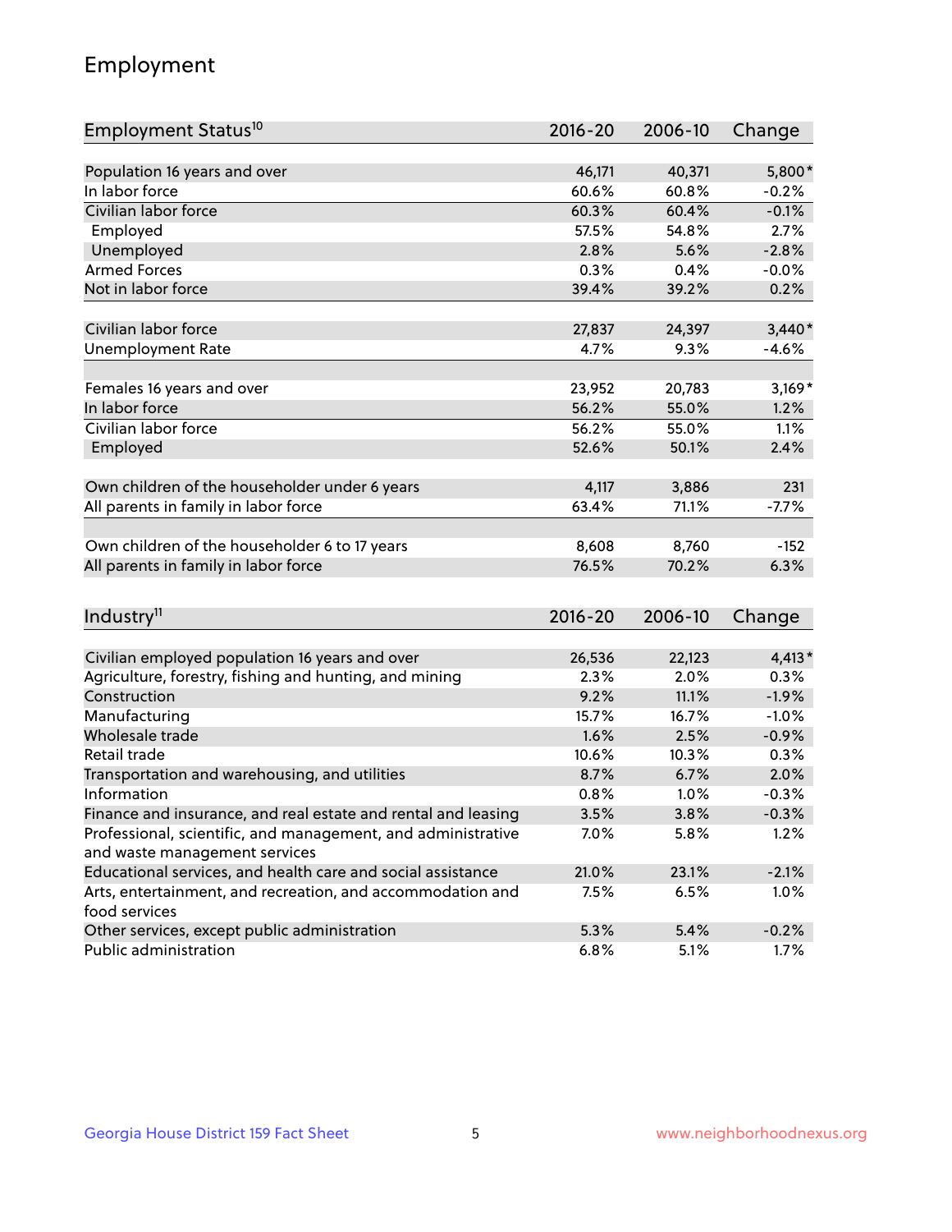## Employment

| Employment Status[10] | 2016-20 | 2006-10 | Change |
|---|---|---|---|
| Population 16 years and over | 46,171 | 40,371 | 5,800* |
| In labor force | 60.6% | 60.8% | -0.2% |
| Civilian labor force | 60.3% | 60.4% | -0.1% |
| Employed | 57.5% | 54.8% | 2.7% |
| Unemployed | 2.8% | 5.6% | -2.8% |
| Armed Forces | 0.3% | 0.4% | -0.0% |
| Not in labor force | 39.4% | 39.2% | 0.2% |
| | | | |
| Civilian labor force | 27,837 | 24,397 | 3,440* |
| Unemployment Rate | 4.7% | 9.3% | -4.6% |
| | | | |
| Females 16 years and over | 23,952 | 20,783 | 3,169* |
| In labor force | 56.2% | 55.0% | 1.2% |
| Civilian labor force | 56.2% | 55.0% | 1.1% |
| Employed | 52.6% | 50.1% | 2.4% |
| | | | |
| Own children of the householder under 6 years | 4,117 | 3,886 | 231 |
| All parents in family in labor force | 63.4% | 71.1% | -7.7% |
| | | | |
| Own children of the householder 6 to 17 years | 8,608 | 8,760 | -152 |
| All parents in family in labor force | 76.5% | 70.2% | 6.3% |

| Industry[11] | 2016-20 | 2006-10 | Change |
|---|---|---|---|
| Civilian employed population 16 years and over | 26,536 | 22,123 | 4,413* |
| Agriculture, forestry, fishing and hunting, and mining | 2.3% | 2.0% | 0.3% |
| Construction | 9.2% | 11.1% | -1.9% |
| Manufacturing | 15.7% | 16.7% | -1.0% |
| Wholesale trade | 1.6% | 2.5% | -0.9% |
| Retail trade | 10.6% | 10.3% | 0.3% |
| Transportation and warehousing, and utilities | 8.7% | 6.7% | 2.0% |
| Information | 0.8% | 1.0% | -0.3% |
| Finance and insurance, and real estate and rental and leasing | 3.5% | 3.8% | -0.3% |
| Professional, scientific, and management, and administrative and waste management services | 7.0% | 5.8% | 1.2% |
| Educational services, and health care and social assistance | 21.0% | 23.1% | -2.1% |
| Arts, entertainment, and recreation, and accommodation and food services | 7.5% | 6.5% | 1.0% |
| Other services, except public administration | 5.3% | 5.4% | -0.2% |
| Public administration | 6.8% | 5.1% | 1.7% |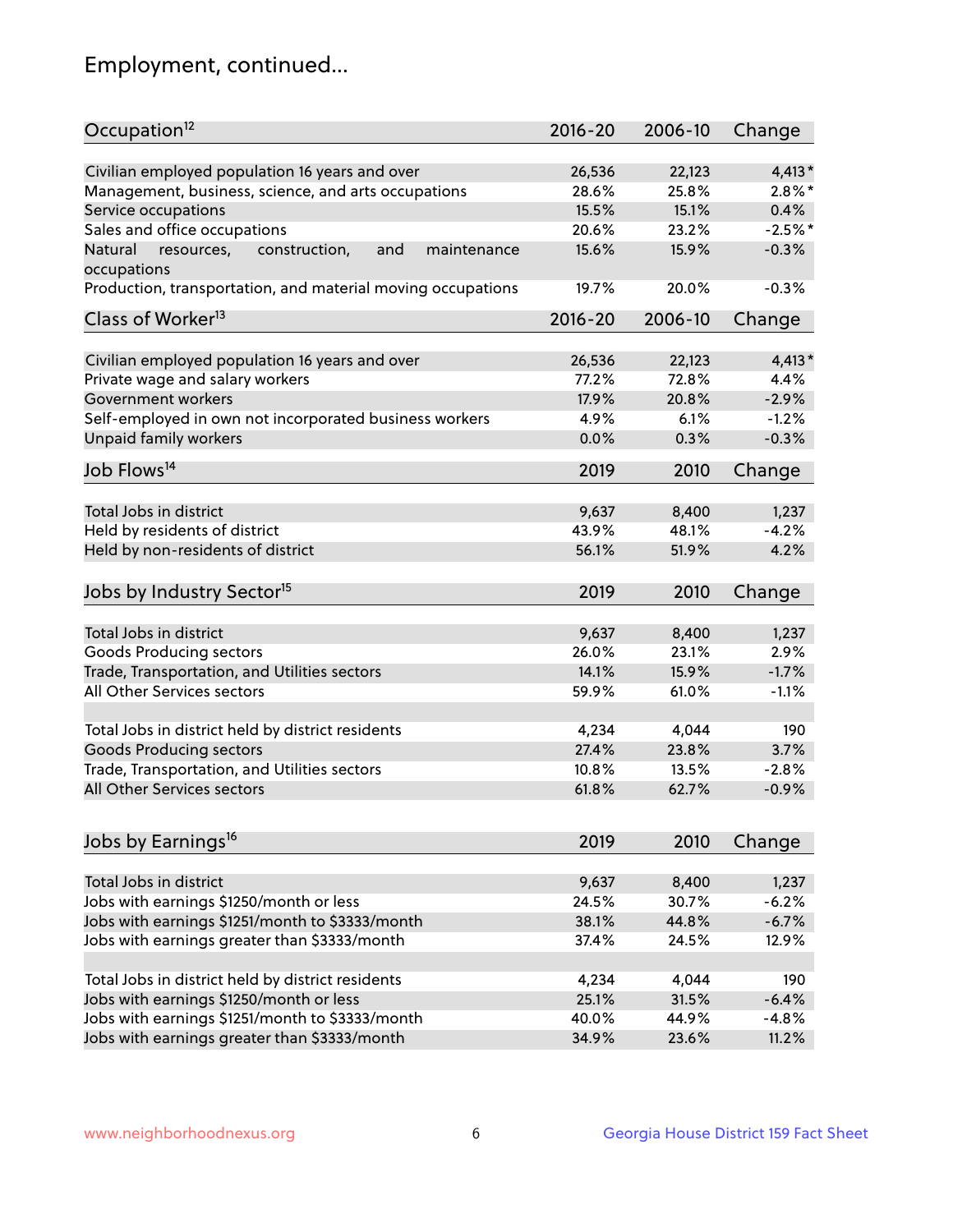## Employment, continued...

| Occupation[12] | 2016-20 | 2006-10 | Change |
|---|---|---|---|
| Civilian employed population 16 years and over | 26,536 | 22,123 | 4,413* |
| Management, business, science, and arts occupations | 28.6% | 25.8% | 2.8%* |
| Service occupations | 15.5% | 15.1% | 0.4% |
| Sales and office occupations | 20.6% | 23.2% | -2.5%* |
| Natural resources, construction, and maintenance occupations | 15.6% | 15.9% | -0.3% |
| Production, transportation, and material moving occupations | 19.7% | 20.0% | -0.3% |

| Class of Worker[13] | 2016-20 | 2006-10 | Change |
|---|---|---|---|
| Civilian employed population 16 years and over | 26,536 | 22,123 | 4,413* |
| Private wage and salary workers | 77.2% | 72.8% | 4.4% |
| Government workers | 17.9% | 20.8% | -2.9% |
| Self-employed in own not incorporated business workers | 4.9% | 6.1% | -1.2% |
| Unpaid family workers | 0.0% | 0.3% | -0.3% |

| Job Flows[14] | 2019 | 2010 | Change |
|---|---|---|---|
| Total Jobs in district | 9,637 | 8,400 | 1,237 |
| Held by residents of district | 43.9% | 48.1% | -4.2% |
| Held by non-residents of district | 56.1% | 51.9% | 4.2% |

| Jobs by Industry Sector[15] | 2019 | 2010 | Change |
|---|---|---|---|
| Total Jobs in district | 9,637 | 8,400 | 1,237 |
| Goods Producing sectors | 26.0% | 23.1% | 2.9% |
| Trade, Transportation, and Utilities sectors | 14.1% | 15.9% | -1.7% |
| All Other Services sectors | 59.9% | 61.0% | -1.1% |
| | | | |
| Total Jobs in district held by district residents | 4,234 | 4,044 | 190 |
| Goods Producing sectors | 27.4% | 23.8% | 3.7% |
| Trade, Transportation, and Utilities sectors | 10.8% | 13.5% | -2.8% |
| All Other Services sectors | 61.8% | 62.7% | -0.9% |

| Jobs by Earnings[16] | 2019 | 2010 | Change |
|---|---|---|---|
| Total Jobs in district | 9,637 | 8,400 | 1,237 |
| Jobs with earnings $1250/month or less | 24.5% | 30.7% | -6.2% |
| Jobs with earnings $1251/month to $3333/month | 38.1% | 44.8% | -6.7% |
| Jobs with earnings greater than $3333/month | 37.4% | 24.5% | 12.9% |
| | | | |
| Total Jobs in district held by district residents | 4,234 | 4,044 | 190 |
| Jobs with earnings $1250/month or less | 25.1% | 31.5% | -6.4% |
| Jobs with earnings $1251/month to $3333/month | 40.0% | 44.9% | -4.8% |
| Jobs with earnings greater than $3333/month | 34.9% | 23.6% | 11.2% |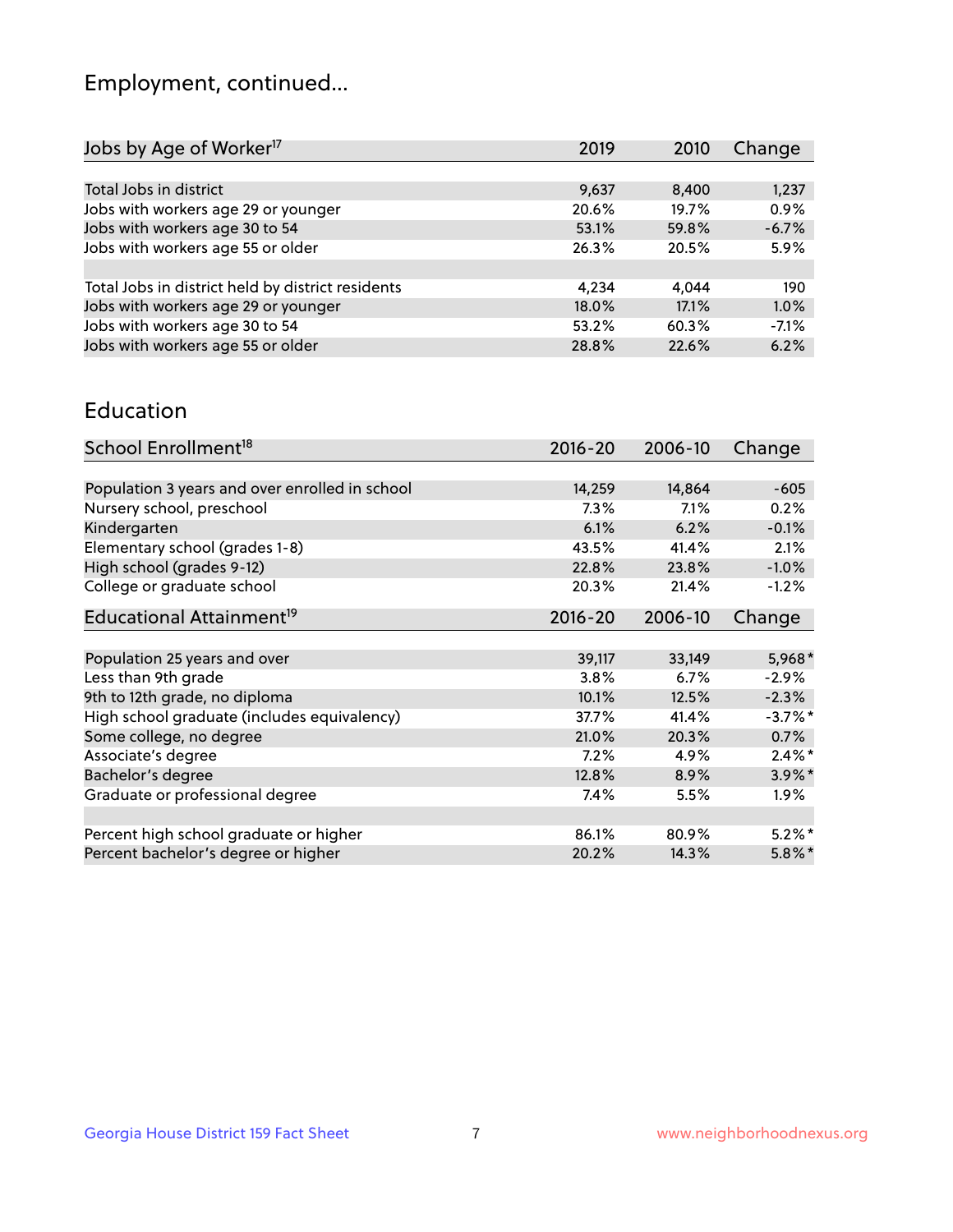## Employment, continued...

| Jobs by Age of Worker[17] | 2019 | 2010 | Change |
|---|---|---|---|
| Total Jobs in district | 9,637 | 8,400 | 1,237 |
| Jobs with workers age 29 or younger | 20.6% | 19.7% | 0.9% |
| Jobs with workers age 30 to 54 | 53.1% | 59.8% | -6.7% |
| Jobs with workers age 55 or older | 26.3% | 20.5% | 5.9% |
| | | | |
| Total Jobs in district held by district residents | 4,234 | 4,044 | 190 |
| Jobs with workers age 29 or younger | 18.0% | 17.1% | 1.0% |
| Jobs with workers age 30 to 54 | 53.2% | 60.3% | -7.1% |
| Jobs with workers age 55 or older | 28.8% | 22.6% | 6.2% |

## Education

| School Enrollment[18] | 2016-20 | 2006-10 | Change |
|---|---|---|---|
| Population 3 years and over enrolled in school | 14,259 | 14,864 | -605 |
| Nursery school, preschool | 7.3% | 7.1% | 0.2% |
| Kindergarten | 6.1% | 6.2% | -0.1% |
| Elementary school (grades 1-8) | 43.5% | 41.4% | 2.1% |
| High school (grades 9-12) | 22.8% | 23.8% | -1.0% |
| College or graduate school | 20.3% | 21.4% | -1.2% |

| Educational Attainment[19] | 2016-20 | 2006-10 | Change |
|---|---|---|---|
| Population 25 years and over | 39,117 | 33,149 | 5,968* |
| Less than 9th grade | 3.8% | 6.7% | -2.9% |
| 9th to 12th grade, no diploma | 10.1% | 12.5% | -2.3% |
| High school graduate (includes equivalency) | 37.7% | 41.4% | -3.7%* |
| Some college, no degree | 21.0% | 20.3% | 0.7% |
| Associate's degree | 7.2% | 4.9% | 2.4%* |
| Bachelor's degree | 12.8% | 8.9% | 3.9%* |
| Graduate or professional degree | 7.4% | 5.5% | 1.9% |
| | | | |
| Percent high school graduate or higher | 86.1% | 80.9% | 5.2%* |
| Percent bachelor's degree or higher | 20.2% | 14.3% | 5.8%* |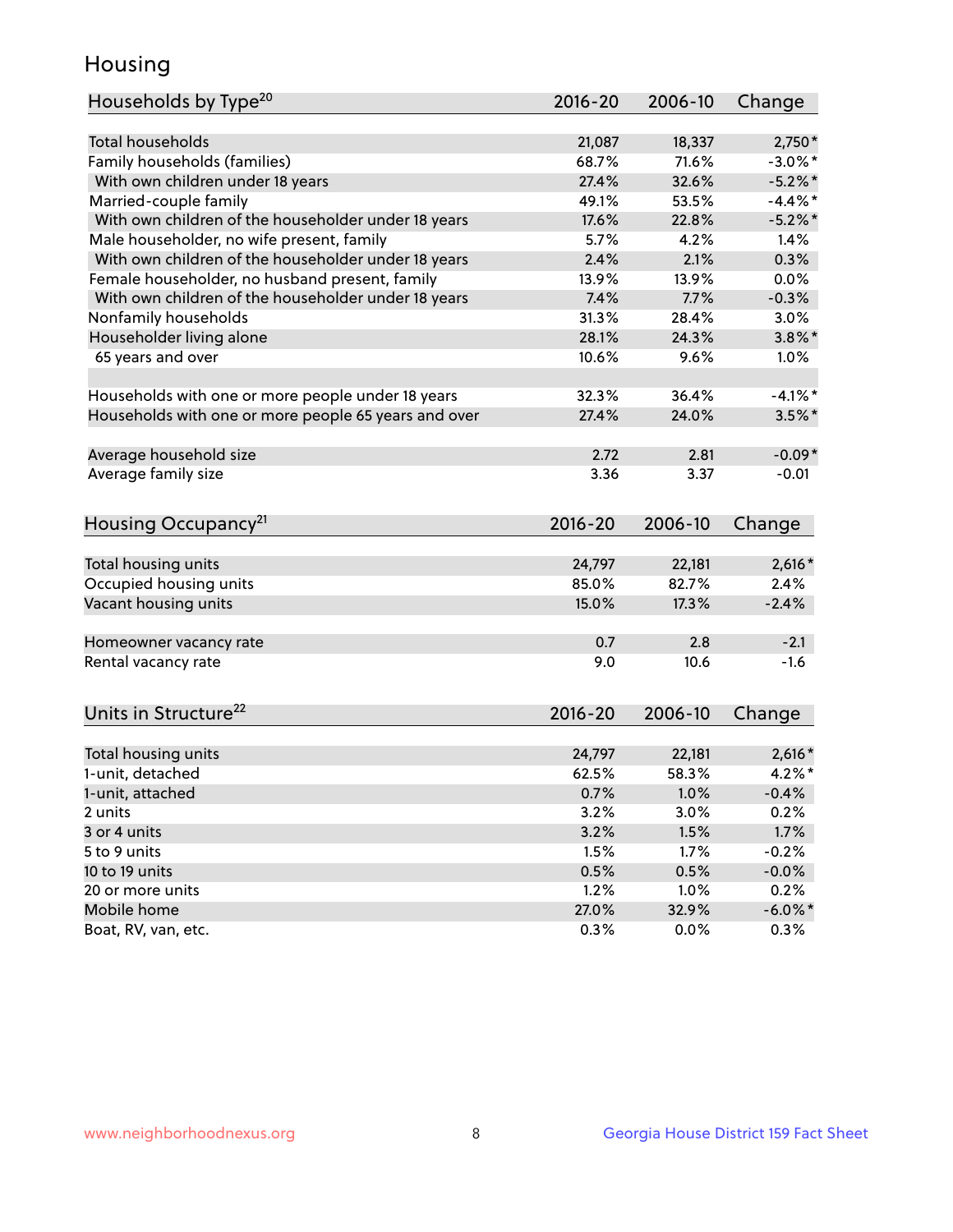# Housing

| Households by Type[20] | 2016-20 | 2006-10 | Change |
|---|---|---|---|
| Total households | 21,087 | 18,337 | 2,750* |
| Family households (families) | 68.7% | 71.6% | -3.0%* |
| With own children under 18 years | 27.4% | 32.6% | -5.2%* |
| Married-couple family | 49.1% | 53.5% | -4.4%* |
| With own children of the householder under 18 years | 17.6% | 22.8% | -5.2%* |
| Male householder, no wife present, family | 5.7% | 4.2% | 1.4% |
| With own children of the householder under 18 years | 2.4% | 2.1% | 0.3% |
| Female householder, no husband present, family | 13.9% | 13.9% | 0.0% |
| With own children of the householder under 18 years | 7.4% | 7.7% | -0.3% |
| Nonfamily households | 31.3% | 28.4% | 3.0% |
| Householder living alone | 28.1% | 24.3% | 3.8%* |
| 65 years and over | 10.6% | 9.6% | 1.0% |
| | | | |
| Households with one or more people under 18 years | 32.3% | 36.4% | -4.1%* |
| Households with one or more people 65 years and over | 27.4% | 24.0% | 3.5%* |
| | | | |
| Average household size | 2.72 | 2.81 | -0.09* |
| Average family size | 3.36 | 3.37 | -0.01 |

| Housing Occupancy[21] | 2016-20 | 2006-10 | Change |
|---|---|---|---|
| Total housing units | 24,797 | 22,181 | 2,616* |
| Occupied housing units | 85.0% | 82.7% | 2.4% |
| Vacant housing units | 15.0% | 17.3% | -2.4% |
| | | | |
| Homeowner vacancy rate | 0.7 | 2.8 | -2.1 |
| Rental vacancy rate | 9.0 | 10.6 | -1.6 |

| Units in Structure[22] | 2016-20 | 2006-10 | Change |
|---|---|---|---|
| Total housing units | 24,797 | 22,181 | 2,616* |
| 1-unit, detached | 62.5% | 58.3% | 4.2%* |
| 1-unit, attached | 0.7% | 1.0% | -0.4% |
| 2 units | 3.2% | 3.0% | 0.2% |
| 3 or 4 units | 3.2% | 1.5% | 1.7% |
| 5 to 9 units | 1.5% | 1.7% | -0.2% |
| 10 to 19 units | 0.5% | 0.5% | -0.0% |
| 20 or more units | 1.2% | 1.0% | 0.2% |
| Mobile home | 27.0% | 32.9% | -6.0%* |
| Boat, RV, van, etc. | 0.3% | 0.0% | 0.3% |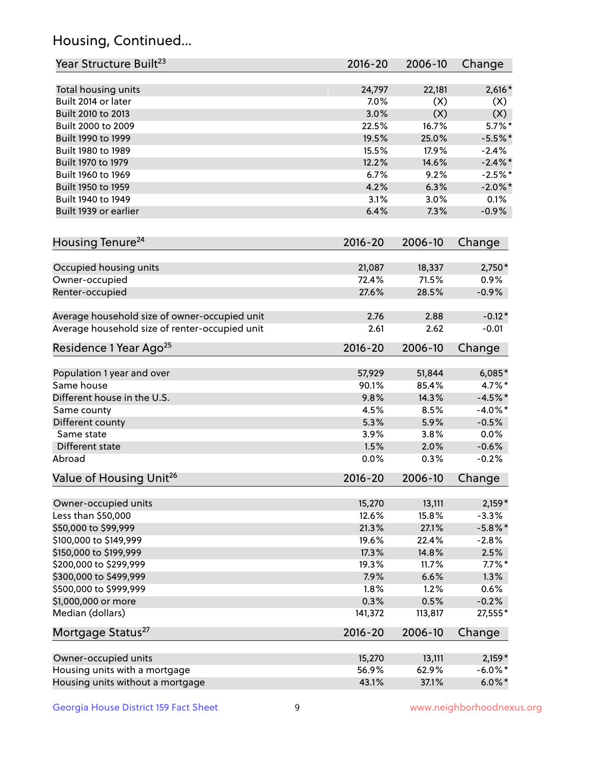## Housing, Continued...

| Year Structure Built[23] | 2016-20 | 2006-10 | Change |
|---|---|---|---|
| Total housing units | 24,797 | 22,181 | 2,616* |
| Built 2014 or later | 7.0% | (X) | (X) |
| Built 2010 to 2013 | 3.0% | (X) | (X) |
| Built 2000 to 2009 | 22.5% | 16.7% | 5.7%* |
| Built 1990 to 1999 | 19.5% | 25.0% | -5.5%* |
| Built 1980 to 1989 | 15.5% | 17.9% | -2.4% |
| Built 1970 to 1979 | 12.2% | 14.6% | -2.4%* |
| Built 1960 to 1969 | 6.7% | 9.2% | -2.5%* |
| Built 1950 to 1959 | 4.2% | 6.3% | -2.0%* |
| Built 1940 to 1949 | 3.1% | 3.0% | 0.1% |
| Built 1939 or earlier | 6.4% | 7.3% | -0.9% |

| Housing Tenure[24] | 2016-20 | 2006-10 | Change |
|---|---|---|---|
| Occupied housing units | 21,087 | 18,337 | 2,750* |
| Owner-occupied | 72.4% | 71.5% | 0.9% |
| Renter-occupied | 27.6% | 28.5% | -0.9% |
| Average household size of owner-occupied unit | 2.76 | 2.88 | -0.12* |
| Average household size of renter-occupied unit | 2.61 | 2.62 | -0.01 |

| Residence 1 Year Ago[25] | 2016-20 | 2006-10 | Change |
|---|---|---|---|
| Population 1 year and over | 57,929 | 51,844 | 6,085* |
| Same house | 90.1% | 85.4% | 4.7%* |
| Different house in the U.S. | 9.8% | 14.3% | -4.5%* |
| Same county | 4.5% | 8.5% | -4.0%* |
| Different county | 5.3% | 5.9% | -0.5% |
| Same state | 3.9% | 3.8% | 0.0% |
| Different state | 1.5% | 2.0% | -0.6% |
| Abroad | 0.0% | 0.3% | -0.2% |

| Value of Housing Unit[26] | 2016-20 | 2006-10 | Change |
|---|---|---|---|
| Owner-occupied units | 15,270 | 13,111 | 2,159* |
| Less than $50,000 | 12.6% | 15.8% | -3.3% |
| $50,000 to $99,999 | 21.3% | 27.1% | -5.8%* |
| $100,000 to $149,999 | 19.6% | 22.4% | -2.8% |
| $150,000 to $199,999 | 17.3% | 14.8% | 2.5% |
| $200,000 to $299,999 | 19.3% | 11.7% | 7.7%* |
| $300,000 to $499,999 | 7.9% | 6.6% | 1.3% |
| $500,000 to $999,999 | 1.8% | 1.2% | 0.6% |
| $1,000,000 or more | 0.3% | 0.5% | -0.2% |
| Median (dollars) | 141,372 | 113,817 | 27,555* |

| Mortgage Status[27] | 2016-20 | 2006-10 | Change |
|---|---|---|---|
| Owner-occupied units | 15,270 | 13,111 | 2,159* |
| Housing units with a mortgage | 56.9% | 62.9% | -6.0%* |
| Housing units without a mortgage | 43.1% | 37.1% | 6.0%* |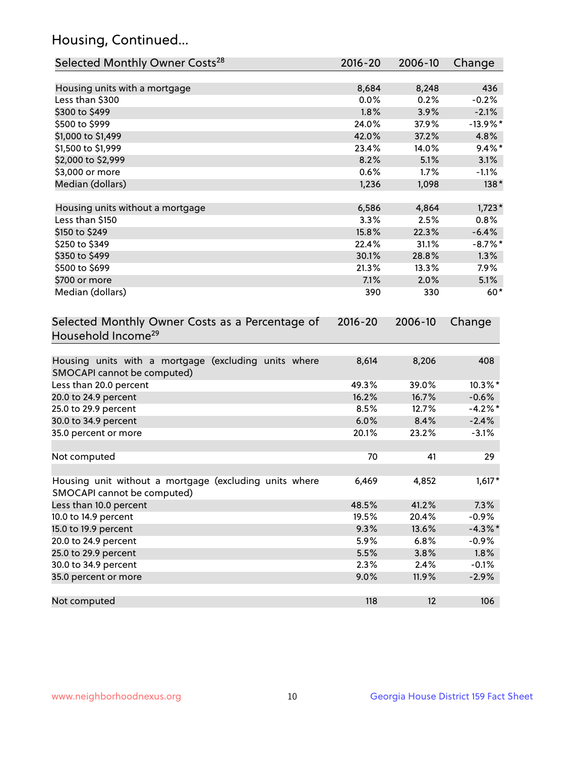## Housing, Continued...

| Selected Monthly Owner Costs[28] | 2016-20 | 2006-10 | Change |
|---|---|---|---|
| Housing units with a mortgage | 8,684 | 8,248 | 436 |
| Less than $300 | 0.0% | 0.2% | -0.2% |
| $300 to $499 | 1.8% | 3.9% | -2.1% |
| $500 to $999 | 24.0% | 37.9% | -13.9%* |
| $1,000 to $1,499 | 42.0% | 37.2% | 4.8% |
| $1,500 to $1,999 | 23.4% | 14.0% | 9.4%* |
| $2,000 to $2,999 | 8.2% | 5.1% | 3.1% |
| $3,000 or more | 0.6% | 1.7% | -1.1% |
| Median (dollars) | 1,236 | 1,098 | 138* |
| Housing units without a mortgage | 6,586 | 4,864 | 1,723* |
| Less than $150 | 3.3% | 2.5% | 0.8% |
| $150 to $249 | 15.8% | 22.3% | -6.4% |
| $250 to $349 | 22.4% | 31.1% | -8.7%* |
| $350 to $499 | 30.1% | 28.8% | 1.3% |
| $500 to $699 | 21.3% | 13.3% | 7.9% |
| $700 or more | 7.1% | 2.0% | 5.1% |
| Median (dollars) | 390 | 330 | 60* |

| Selected Monthly Owner Costs as a Percentage of Household Income[29] | 2016-20 | 2006-10 | Change |
|---|---|---|---|
| Housing units with a mortgage (excluding units where SMOCAPI cannot be computed) | 8,614 | 8,206 | 408 |
| Less than 20.0 percent | 49.3% | 39.0% | 10.3%* |
| 20.0 to 24.9 percent | 16.2% | 16.7% | -0.6% |
| 25.0 to 29.9 percent | 8.5% | 12.7% | -4.2%* |
| 30.0 to 34.9 percent | 6.0% | 8.4% | -2.4% |
| 35.0 percent or more | 20.1% | 23.2% | -3.1% |
| Not computed | 70 | 41 | 29 |
| Housing unit without a mortgage (excluding units where SMOCAPI cannot be computed) | 6,469 | 4,852 | 1,617* |
| Less than 10.0 percent | 48.5% | 41.2% | 7.3% |
| 10.0 to 14.9 percent | 19.5% | 20.4% | -0.9% |
| 15.0 to 19.9 percent | 9.3% | 13.6% | -4.3%* |
| 20.0 to 24.9 percent | 5.9% | 6.8% | -0.9% |
| 25.0 to 29.9 percent | 5.5% | 3.8% | 1.8% |
| 30.0 to 34.9 percent | 2.3% | 2.4% | -0.1% |
| 35.0 percent or more | 9.0% | 11.9% | -2.9% |
| Not computed | 118 | 12 | 106 |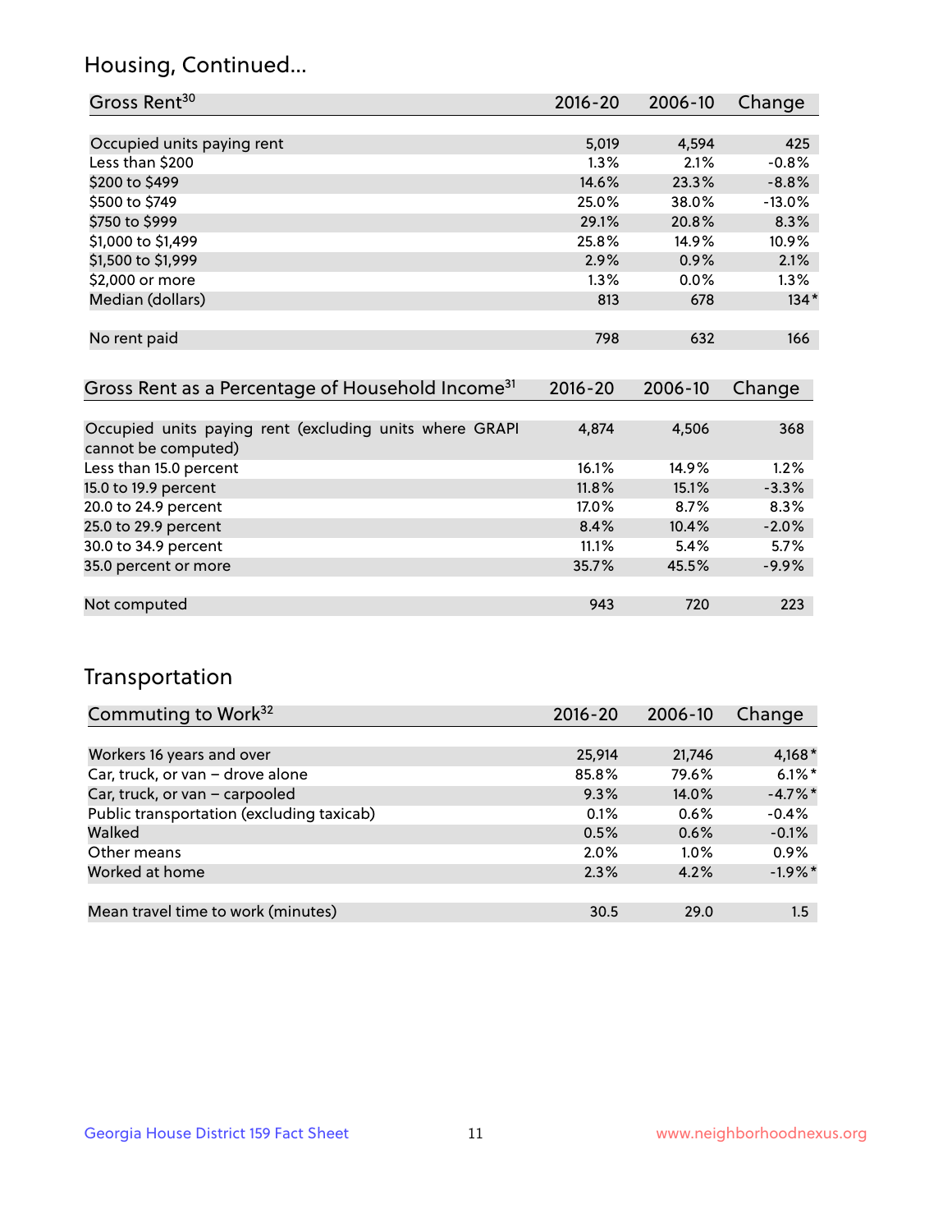## Housing, Continued...

| Gross Rent[30] | 2016-20 | 2006-10 | Change |
|---|---|---|---|
| Occupied units paying rent | 5,019 | 4,594 | 425 |
| Less than $200 | 1.3% | 2.1% | -0.8% |
| $200 to $499 | 14.6% | 23.3% | -8.8% |
| $500 to $749 | 25.0% | 38.0% | -13.0% |
| $750 to $999 | 29.1% | 20.8% | 8.3% |
| $1,000 to $1,499 | 25.8% | 14.9% | 10.9% |
| $1,500 to $1,999 | 2.9% | 0.9% | 2.1% |
| $2,000 or more | 1.3% | 0.0% | 1.3% |
| Median (dollars) | 813 | 678 | 134* |
| No rent paid | 798 | 632 | 166 |

| Gross Rent as a Percentage of Household Income[31] | 2016-20 | 2006-10 | Change |
|---|---|---|---|
| Occupied units paying rent (excluding units where GRAPI cannot be computed) | 4,874 | 4,506 | 368 |
| Less than 15.0 percent | 16.1% | 14.9% | 1.2% |
| 15.0 to 19.9 percent | 11.8% | 15.1% | -3.3% |
| 20.0 to 24.9 percent | 17.0% | 8.7% | 8.3% |
| 25.0 to 29.9 percent | 8.4% | 10.4% | -2.0% |
| 30.0 to 34.9 percent | 11.1% | 5.4% | 5.7% |
| 35.0 percent or more | 35.7% | 45.5% | -9.9% |
| Not computed | 943 | 720 | 223 |

## Transportation

| Commuting to Work[32] | 2016-20 | 2006-10 | Change |
|---|---|---|---|
| Workers 16 years and over | 25,914 | 21,746 | 4,168* |
| Car, truck, or van – drove alone | 85.8% | 79.6% | 6.1%* |
| Car, truck, or van – carpooled | 9.3% | 14.0% | -4.7%* |
| Public transportation (excluding taxicab) | 0.1% | 0.6% | -0.4% |
| Walked | 0.5% | 0.6% | -0.1% |
| Other means | 2.0% | 1.0% | 0.9% |
| Worked at home | 2.3% | 4.2% | -1.9%* |
| Mean travel time to work (minutes) | 30.5 | 29.0 | 1.5 |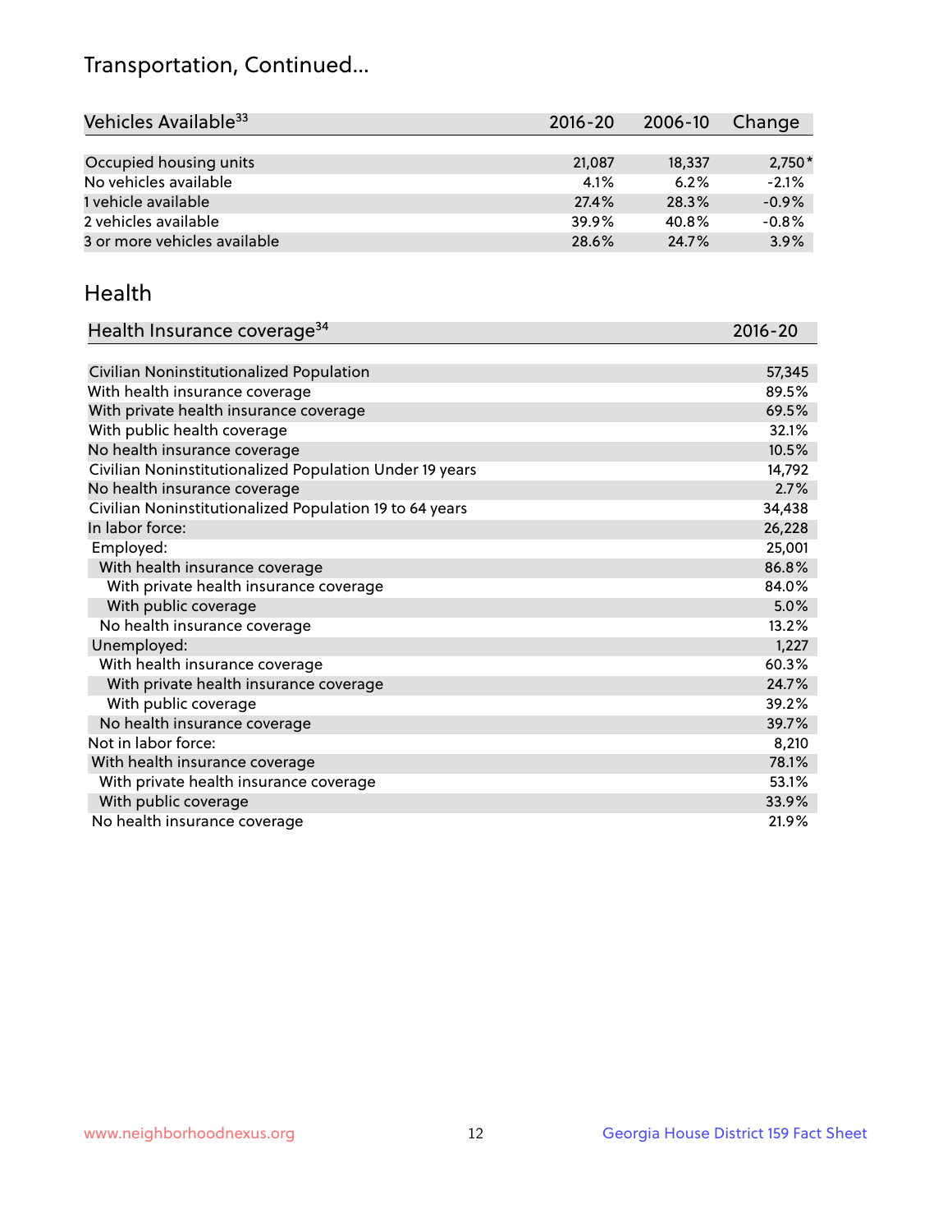## Transportation, Continued...

| Vehicles Available[33] | 2016-20 | 2006-10 | Change |
|---|---|---|---|
| Occupied housing units | 21,087 | 18,337 | 2,750* |
| No vehicles available | 4.1% | 6.2% | -2.1% |
| 1 vehicle available | 27.4% | 28.3% | -0.9% |
| 2 vehicles available | 39.9% | 40.8% | -0.8% |
| 3 or more vehicles available | 28.6% | 24.7% | 3.9% |

## Health

| Health Insurance coverage[34] | 2016-20 |
|---|---|
| Civilian Noninstitutionalized Population | 57,345 |
| With health insurance coverage | 89.5% |
| With private health insurance coverage | 69.5% |
| With public health coverage | 32.1% |
| No health insurance coverage | 10.5% |
| Civilian Noninstitutionalized Population Under 19 years | 14,792 |
| No health insurance coverage | 2.7% |
| Civilian Noninstitutionalized Population 19 to 64 years | 34,438 |
| In labor force: | 26,228 |
| Employed: | 25,001 |
| With health insurance coverage | 86.8% |
| With private health insurance coverage | 84.0% |
| With public coverage | 5.0% |
| No health insurance coverage | 13.2% |
| Unemployed: | 1,227 |
| With health insurance coverage | 60.3% |
| With private health insurance coverage | 24.7% |
| With public coverage | 39.2% |
| No health insurance coverage | 39.7% |
| Not in labor force: | 8,210 |
| With health insurance coverage | 78.1% |
| With private health insurance coverage | 53.1% |
| With public coverage | 33.9% |
| No health insurance coverage | 21.9% |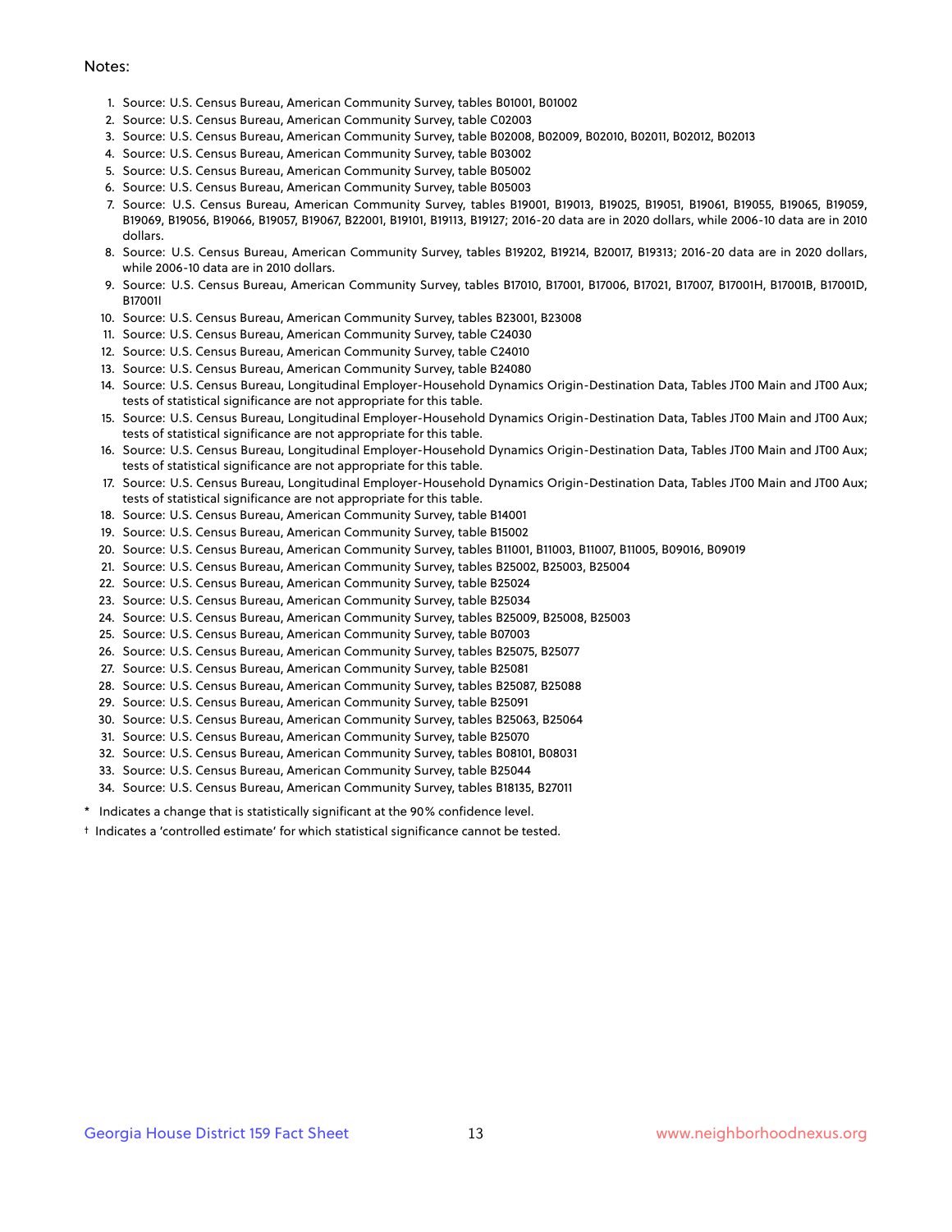Notes:

1. Source: U.S. Census Bureau, American Community Survey, tables B01001, B01002
2. Source: U.S. Census Bureau, American Community Survey, table C02003
3. Source: U.S. Census Bureau, American Community Survey, table B02008, B02009, B02010, B02011, B02012, B02013
4. Source: U.S. Census Bureau, American Community Survey, table B03002
5. Source: U.S. Census Bureau, American Community Survey, table B05002
6. Source: U.S. Census Bureau, American Community Survey, table B05003
7. Source: U.S. Census Bureau, American Community Survey, tables B19001, B19013, B19025, B19051, B19061, B19055, B19065, B19059, B19069, B19056, B19066, B19057, B19067, B22001, B19101, B19113, B19127; 2016-20 data are in 2020 dollars, while 2006-10 data are in 2010 dollars.
8. Source: U.S. Census Bureau, American Community Survey, tables B19202, B19214, B20017, B19313; 2016-20 data are in 2020 dollars, while 2006-10 data are in 2010 dollars.
9. Source: U.S. Census Bureau, American Community Survey, tables B17010, B17001, B17006, B17021, B17007, B17001H, B17001B, B17001D, B17001I
10. Source: U.S. Census Bureau, American Community Survey, tables B23001, B23008
11. Source: U.S. Census Bureau, American Community Survey, table C24030
12. Source: U.S. Census Bureau, American Community Survey, table C24010
13. Source: U.S. Census Bureau, American Community Survey, table B24080
14. Source: U.S. Census Bureau, Longitudinal Employer-Household Dynamics Origin-Destination Data, Tables JT00 Main and JT00 Aux; tests of statistical significance are not appropriate for this table.
15. Source: U.S. Census Bureau, Longitudinal Employer-Household Dynamics Origin-Destination Data, Tables JT00 Main and JT00 Aux; tests of statistical significance are not appropriate for this table.
16. Source: U.S. Census Bureau, Longitudinal Employer-Household Dynamics Origin-Destination Data, Tables JT00 Main and JT00 Aux; tests of statistical significance are not appropriate for this table.
17. Source: U.S. Census Bureau, Longitudinal Employer-Household Dynamics Origin-Destination Data, Tables JT00 Main and JT00 Aux; tests of statistical significance are not appropriate for this table.
18. Source: U.S. Census Bureau, American Community Survey, table B14001
19. Source: U.S. Census Bureau, American Community Survey, table B15002
20. Source: U.S. Census Bureau, American Community Survey, tables B11001, B11003, B11007, B11005, B09016, B09019
21. Source: U.S. Census Bureau, American Community Survey, tables B25002, B25003, B25004
22. Source: U.S. Census Bureau, American Community Survey, table B25024
23. Source: U.S. Census Bureau, American Community Survey, table B25034
24. Source: U.S. Census Bureau, American Community Survey, tables B25009, B25008, B25003
25. Source: U.S. Census Bureau, American Community Survey, table B07003
26. Source: U.S. Census Bureau, American Community Survey, tables B25075, B25077
27. Source: U.S. Census Bureau, American Community Survey, table B25081
28. Source: U.S. Census Bureau, American Community Survey, tables B25087, B25088
29. Source: U.S. Census Bureau, American Community Survey, table B25091
30. Source: U.S. Census Bureau, American Community Survey, tables B25063, B25064
31. Source: U.S. Census Bureau, American Community Survey, table B25070
32. Source: U.S. Census Bureau, American Community Survey, tables B08101, B08031
33. Source: U.S. Census Bureau, American Community Survey, table B25044
34. Source: U.S. Census Bureau, American Community Survey, tables B18135, B27011

\* Indicates a change that is statistically significant at the 90% confidence level.

† Indicates a 'controlled estimate' for which statistical significance cannot be tested.